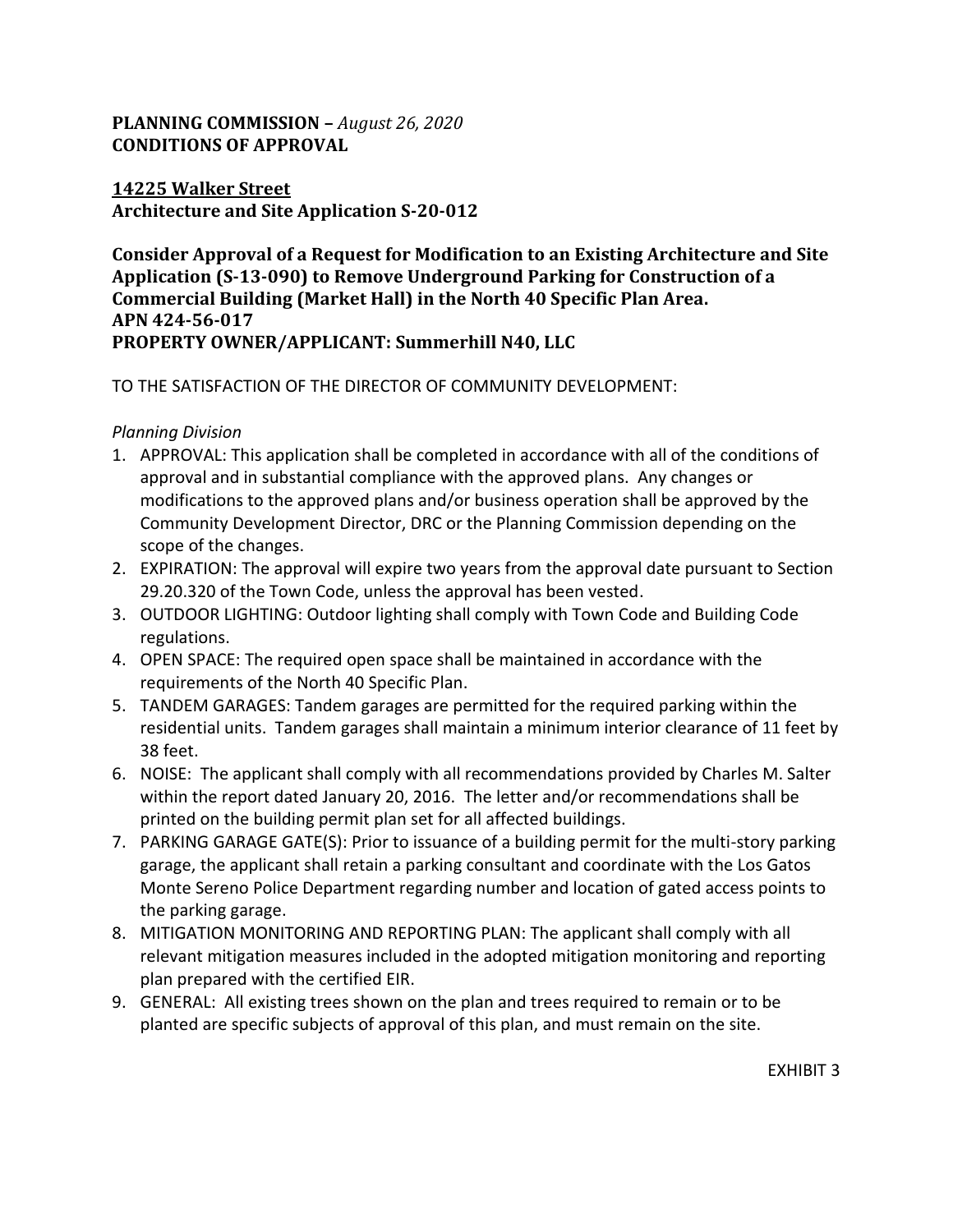**PLANNING COMMISSION –** ***August 26, 2020***
**CONDITIONS OF APPROVAL**

**14225 Walker Street**
**Architecture and Site Application S-20-012**

**Consider Approval of a Request for Modification to an Existing Architecture and Site Application (S-13-090) to Remove Underground Parking for Construction of a Commercial Building (Market Hall) in the North 40 Specific Plan Area.**
**APN 424-56-017**
**PROPERTY OWNER/APPLICANT: Summerhill N40, LLC**

TO THE SATISFACTION OF THE DIRECTOR OF COMMUNITY DEVELOPMENT:

*Planning Division*

1. APPROVAL: This application shall be completed in accordance with all of the conditions of approval and in substantial compliance with the approved plans. Any changes or modifications to the approved plans and/or business operation shall be approved by the Community Development Director, DRC or the Planning Commission depending on the scope of the changes.
2. EXPIRATION: The approval will expire two years from the approval date pursuant to Section 29.20.320 of the Town Code, unless the approval has been vested.
3. OUTDOOR LIGHTING: Outdoor lighting shall comply with Town Code and Building Code regulations.
4. OPEN SPACE: The required open space shall be maintained in accordance with the requirements of the North 40 Specific Plan.
5. TANDEM GARAGES: Tandem garages are permitted for the required parking within the residential units. Tandem garages shall maintain a minimum interior clearance of 11 feet by 38 feet.
6. NOISE: The applicant shall comply with all recommendations provided by Charles M. Salter within the report dated January 20, 2016. The letter and/or recommendations shall be printed on the building permit plan set for all affected buildings.
7. PARKING GARAGE GATE(S): Prior to issuance of a building permit for the multi-story parking garage, the applicant shall retain a parking consultant and coordinate with the Los Gatos Monte Sereno Police Department regarding number and location of gated access points to the parking garage.
8. MITIGATION MONITORING AND REPORTING PLAN: The applicant shall comply with all relevant mitigation measures included in the adopted mitigation monitoring and reporting plan prepared with the certified EIR.
9. GENERAL: All existing trees shown on the plan and trees required to remain or to be planted are specific subjects of approval of this plan, and must remain on the site.

EXHIBIT 3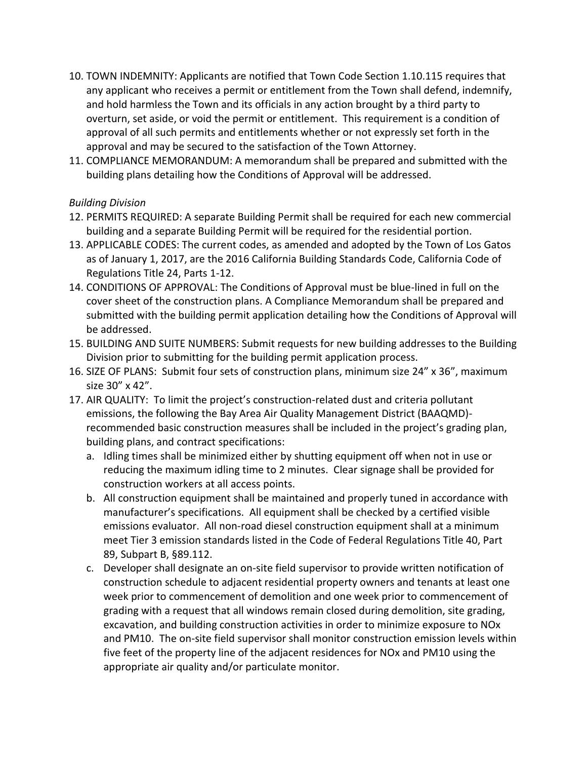10. TOWN INDEMNITY: Applicants are notified that Town Code Section 1.10.115 requires that any applicant who receives a permit or entitlement from the Town shall defend, indemnify, and hold harmless the Town and its officials in any action brought by a third party to overturn, set aside, or void the permit or entitlement. This requirement is a condition of approval of all such permits and entitlements whether or not expressly set forth in the approval and may be secured to the satisfaction of the Town Attorney.
11. COMPLIANCE MEMORANDUM: A memorandum shall be prepared and submitted with the building plans detailing how the Conditions of Approval will be addressed.

*Building Division*

12. PERMITS REQUIRED: A separate Building Permit shall be required for each new commercial building and a separate Building Permit will be required for the residential portion.
13. APPLICABLE CODES: The current codes, as amended and adopted by the Town of Los Gatos as of January 1, 2017, are the 2016 California Building Standards Code, California Code of Regulations Title 24, Parts 1-12.
14. CONDITIONS OF APPROVAL: The Conditions of Approval must be blue-lined in full on the cover sheet of the construction plans. A Compliance Memorandum shall be prepared and submitted with the building permit application detailing how the Conditions of Approval will be addressed.
15. BUILDING AND SUITE NUMBERS: Submit requests for new building addresses to the Building Division prior to submitting for the building permit application process.
16. SIZE OF PLANS: Submit four sets of construction plans, minimum size 24" x 36", maximum size 30" x 42".
17. AIR QUALITY: To limit the project's construction-related dust and criteria pollutant emissions, the following the Bay Area Air Quality Management District (BAAQMD)-recommended basic construction measures shall be included in the project's grading plan, building plans, and contract specifications:
    a. Idling times shall be minimized either by shutting equipment off when not in use or reducing the maximum idling time to 2 minutes. Clear signage shall be provided for construction workers at all access points.
    b. All construction equipment shall be maintained and properly tuned in accordance with manufacturer's specifications. All equipment shall be checked by a certified visible emissions evaluator. All non-road diesel construction equipment shall at a minimum meet Tier 3 emission standards listed in the Code of Federal Regulations Title 40, Part 89, Subpart B, §89.112.
    c. Developer shall designate an on-site field supervisor to provide written notification of construction schedule to adjacent residential property owners and tenants at least one week prior to commencement of demolition and one week prior to commencement of grading with a request that all windows remain closed during demolition, site grading, excavation, and building construction activities in order to minimize exposure to $NO_x$ and $PM_{10}$. The on-site field supervisor shall monitor construction emission levels within five feet of the property line of the adjacent residences for $NO_x$ and $PM_{10}$ using the appropriate air quality and/or particulate monitor.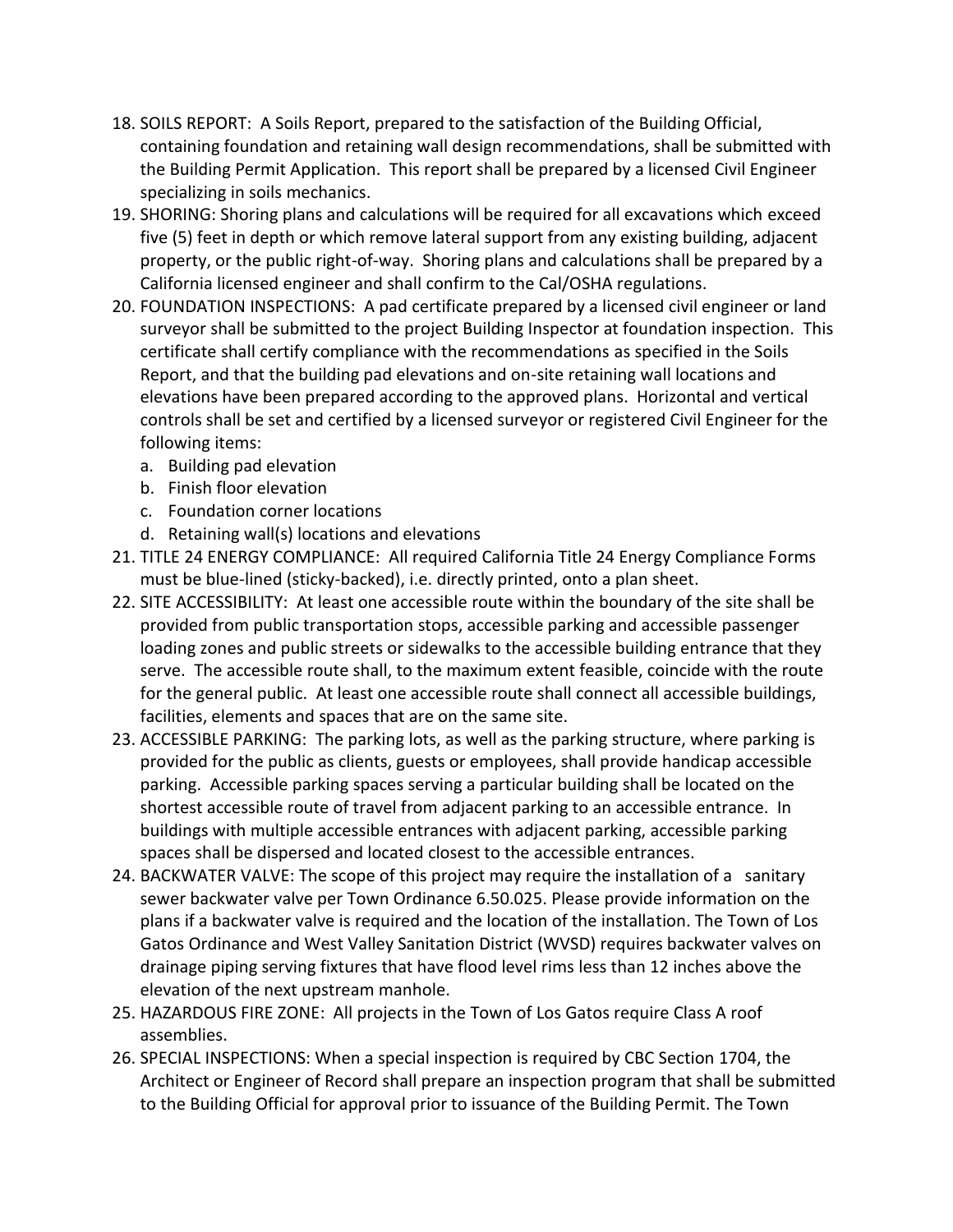18. SOILS REPORT: A Soils Report, prepared to the satisfaction of the Building Official, containing foundation and retaining wall design recommendations, shall be submitted with the Building Permit Application. This report shall be prepared by a licensed Civil Engineer specializing in soils mechanics.
19. SHORING: Shoring plans and calculations will be required for all excavations which exceed five (5) feet in depth or which remove lateral support from any existing building, adjacent property, or the public right-of-way. Shoring plans and calculations shall be prepared by a California licensed engineer and shall confirm to the Cal/OSHA regulations.
20. FOUNDATION INSPECTIONS: A pad certificate prepared by a licensed civil engineer or land surveyor shall be submitted to the project Building Inspector at foundation inspection. This certificate shall certify compliance with the recommendations as specified in the Soils Report, and that the building pad elevations and on-site retaining wall locations and elevations have been prepared according to the approved plans. Horizontal and vertical controls shall be set and certified by a licensed surveyor or registered Civil Engineer for the following items:
    a. Building pad elevation
    b. Finish floor elevation
    c. Foundation corner locations
    d. Retaining wall(s) locations and elevations
21. TITLE 24 ENERGY COMPLIANCE: All required California Title 24 Energy Compliance Forms must be blue-lined (sticky-backed), i.e. directly printed, onto a plan sheet.
22. SITE ACCESSIBILITY: At least one accessible route within the boundary of the site shall be provided from public transportation stops, accessible parking and accessible passenger loading zones and public streets or sidewalks to the accessible building entrance that they serve. The accessible route shall, to the maximum extent feasible, coincide with the route for the general public. At least one accessible route shall connect all accessible buildings, facilities, elements and spaces that are on the same site.
23. ACCESSIBLE PARKING: The parking lots, as well as the parking structure, where parking is provided for the public as clients, guests or employees, shall provide handicap accessible parking. Accessible parking spaces serving a particular building shall be located on the shortest accessible route of travel from adjacent parking to an accessible entrance. In buildings with multiple accessible entrances with adjacent parking, accessible parking spaces shall be dispersed and located closest to the accessible entrances.
24. BACKWATER VALVE: The scope of this project may require the installation of a sanitary sewer backwater valve per Town Ordinance 6.50.025. Please provide information on the plans if a backwater valve is required and the location of the installation. The Town of Los Gatos Ordinance and West Valley Sanitation District (WVSD) requires backwater valves on drainage piping serving fixtures that have flood level rims less than 12 inches above the elevation of the next upstream manhole.
25. HAZARDOUS FIRE ZONE: All projects in the Town of Los Gatos require Class A roof assemblies.
26. SPECIAL INSPECTIONS: When a special inspection is required by CBC Section 1704, the Architect or Engineer of Record shall prepare an inspection program that shall be submitted to the Building Official for approval prior to issuance of the Building Permit. The Town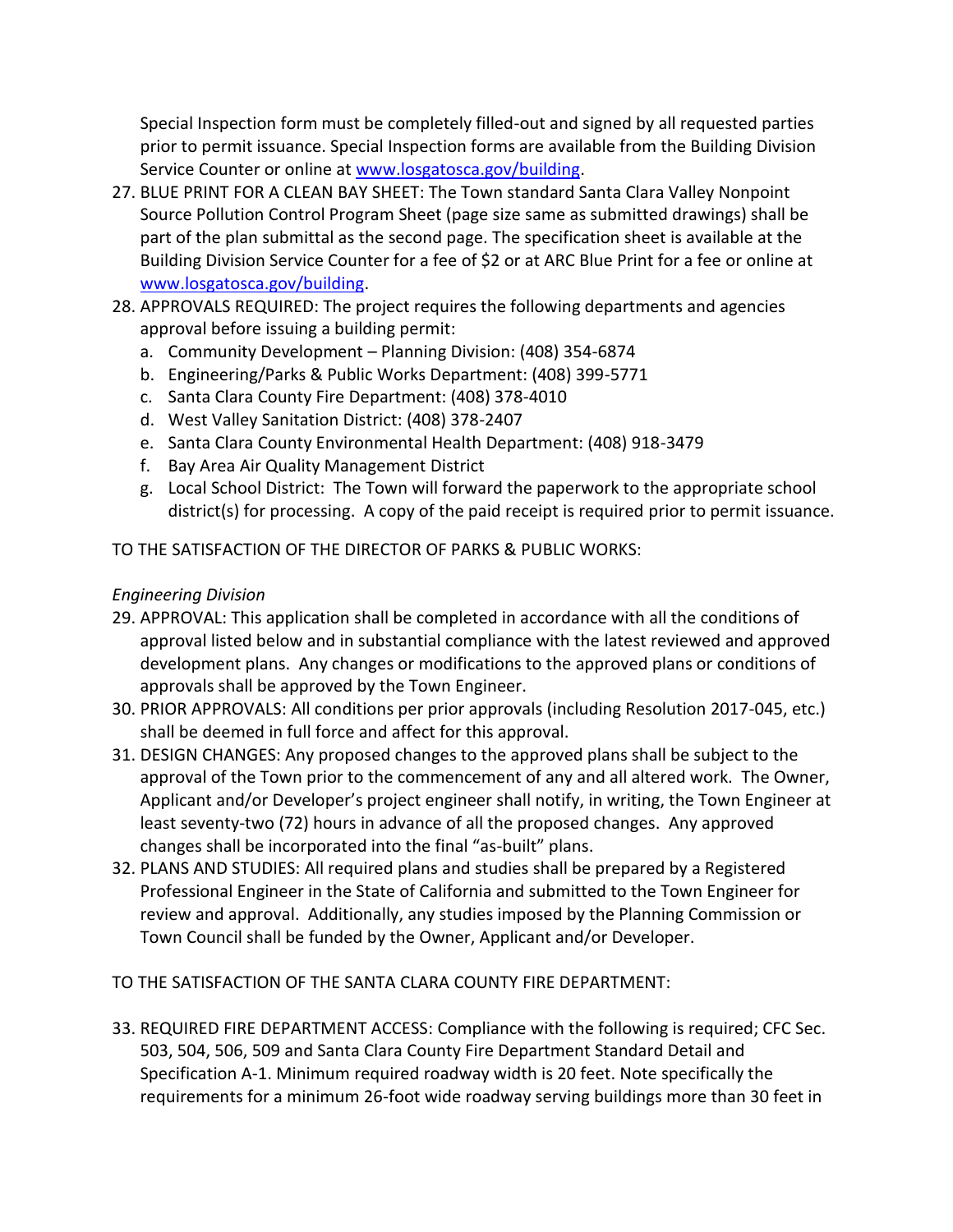Special Inspection form must be completely filled-out and signed by all requested parties prior to permit issuance. Special Inspection forms are available from the Building Division Service Counter or online at www.losgatosca.gov/building.

27. BLUE PRINT FOR A CLEAN BAY SHEET: The Town standard Santa Clara Valley Nonpoint Source Pollution Control Program Sheet (page size same as submitted drawings) shall be part of the plan submittal as the second page. The specification sheet is available at the Building Division Service Counter for a fee of $2 or at ARC Blue Print for a fee or online at www.losgatosca.gov/building.
28. APPROVALS REQUIRED: The project requires the following departments and agencies approval before issuing a building permit:
    a. Community Development – Planning Division: (408) 354-6874
    b. Engineering/Parks & Public Works Department: (408) 399-5771
    c. Santa Clara County Fire Department: (408) 378-4010
    d. West Valley Sanitation District: (408) 378-2407
    e. Santa Clara County Environmental Health Department: (408) 918-3479
    f. Bay Area Air Quality Management District
    g. Local School District: The Town will forward the paperwork to the appropriate school district(s) for processing. A copy of the paid receipt is required prior to permit issuance.

TO THE SATISFACTION OF THE DIRECTOR OF PARKS & PUBLIC WORKS:

*Engineering Division*

29. APPROVAL: This application shall be completed in accordance with all the conditions of approval listed below and in substantial compliance with the latest reviewed and approved development plans. Any changes or modifications to the approved plans or conditions of approvals shall be approved by the Town Engineer.
30. PRIOR APPROVALS: All conditions per prior approvals (including Resolution 2017-045, etc.) shall be deemed in full force and affect for this approval.
31. DESIGN CHANGES: Any proposed changes to the approved plans shall be subject to the approval of the Town prior to the commencement of any and all altered work. The Owner, Applicant and/or Developer's project engineer shall notify, in writing, the Town Engineer at least seventy-two (72) hours in advance of all the proposed changes. Any approved changes shall be incorporated into the final "as-built" plans.
32. PLANS AND STUDIES: All required plans and studies shall be prepared by a Registered Professional Engineer in the State of California and submitted to the Town Engineer for review and approval. Additionally, any studies imposed by the Planning Commission or Town Council shall be funded by the Owner, Applicant and/or Developer.

TO THE SATISFACTION OF THE SANTA CLARA COUNTY FIRE DEPARTMENT:

33. REQUIRED FIRE DEPARTMENT ACCESS: Compliance with the following is required; CFC Sec. 503, 504, 506, 509 and Santa Clara County Fire Department Standard Detail and Specification A-1. Minimum required roadway width is 20 feet. Note specifically the requirements for a minimum 26-foot wide roadway serving buildings more than 30 feet in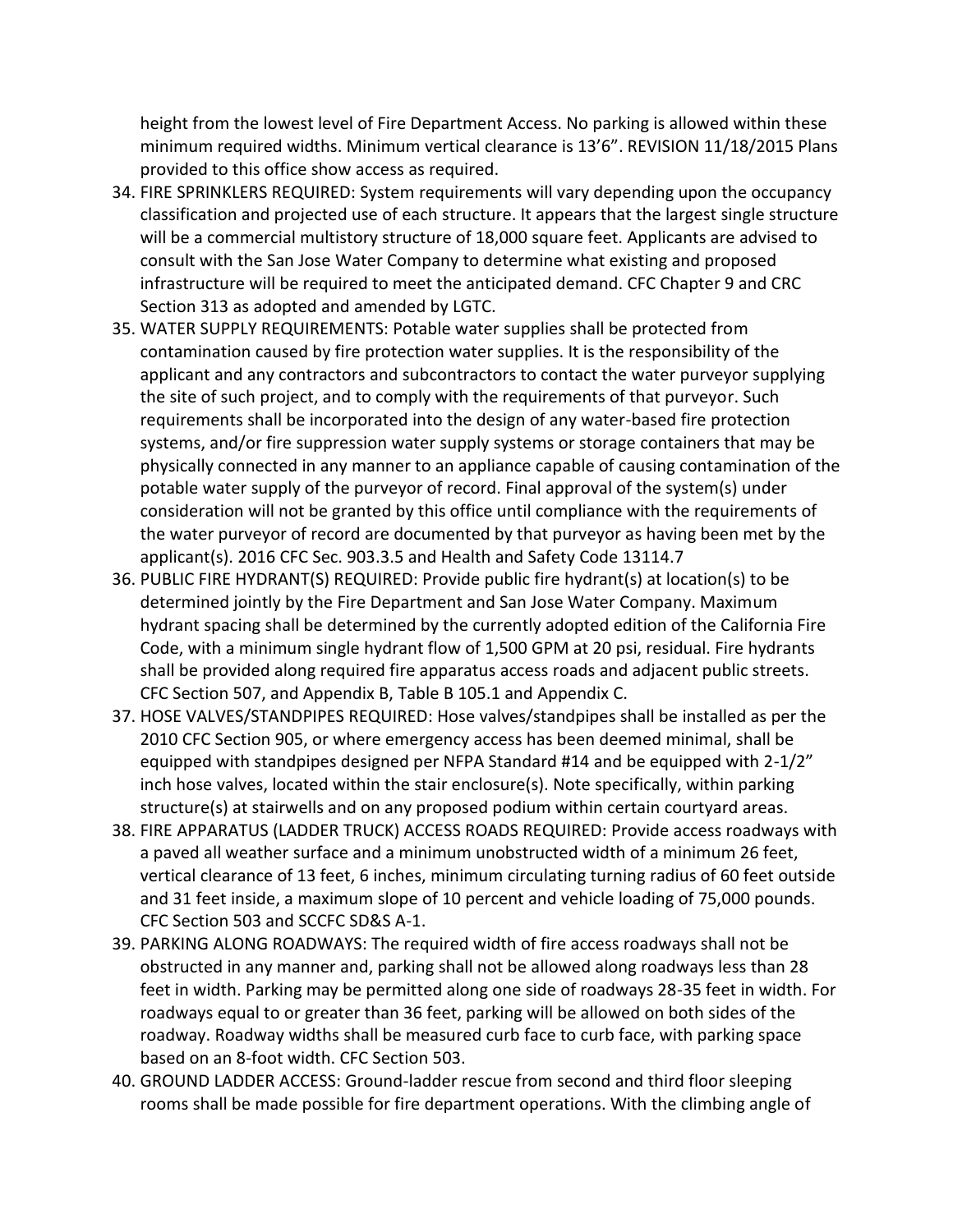height from the lowest level of Fire Department Access. No parking is allowed within these minimum required widths. Minimum vertical clearance is 13'6". REVISION 11/18/2015 Plans provided to this office show access as required.

34. FIRE SPRINKLERS REQUIRED: System requirements will vary depending upon the occupancy classification and projected use of each structure. It appears that the largest single structure will be a commercial multistory structure of 18,000 square feet. Applicants are advised to consult with the San Jose Water Company to determine what existing and proposed infrastructure will be required to meet the anticipated demand. CFC Chapter 9 and CRC Section 313 as adopted and amended by LGTC.
35. WATER SUPPLY REQUIREMENTS: Potable water supplies shall be protected from contamination caused by fire protection water supplies. It is the responsibility of the applicant and any contractors and subcontractors to contact the water purveyor supplying the site of such project, and to comply with the requirements of that purveyor. Such requirements shall be incorporated into the design of any water-based fire protection systems, and/or fire suppression water supply systems or storage containers that may be physically connected in any manner to an appliance capable of causing contamination of the potable water supply of the purveyor of record. Final approval of the system(s) under consideration will not be granted by this office until compliance with the requirements of the water purveyor of record are documented by that purveyor as having been met by the applicant(s). 2016 CFC Sec. 903.3.5 and Health and Safety Code 13114.7
36. PUBLIC FIRE HYDRANT(S) REQUIRED: Provide public fire hydrant(s) at location(s) to be determined jointly by the Fire Department and San Jose Water Company. Maximum hydrant spacing shall be determined by the currently adopted edition of the California Fire Code, with a minimum single hydrant flow of 1,500 GPM at 20 psi, residual. Fire hydrants shall be provided along required fire apparatus access roads and adjacent public streets. CFC Section 507, and Appendix B, Table B 105.1 and Appendix C.
37. HOSE VALVES/STANDPIPES REQUIRED: Hose valves/standpipes shall be installed as per the 2010 CFC Section 905, or where emergency access has been deemed minimal, shall be equipped with standpipes designed per NFPA Standard #14 and be equipped with 2-1/2" inch hose valves, located within the stair enclosure(s). Note specifically, within parking structure(s) at stairwells and on any proposed podium within certain courtyard areas.
38. FIRE APPARATUS (LADDER TRUCK) ACCESS ROADS REQUIRED: Provide access roadways with a paved all weather surface and a minimum unobstructed width of a minimum 26 feet, vertical clearance of 13 feet, 6 inches, minimum circulating turning radius of 60 feet outside and 31 feet inside, a maximum slope of 10 percent and vehicle loading of 75,000 pounds. CFC Section 503 and SCCFC SD&S A-1.
39. PARKING ALONG ROADWAYS: The required width of fire access roadways shall not be obstructed in any manner and, parking shall not be allowed along roadways less than 28 feet in width. Parking may be permitted along one side of roadways 28-35 feet in width. For roadways equal to or greater than 36 feet, parking will be allowed on both sides of the roadway. Roadway widths shall be measured curb face to curb face, with parking space based on an 8-foot width. CFC Section 503.
40. GROUND LADDER ACCESS: Ground-ladder rescue from second and third floor sleeping rooms shall be made possible for fire department operations. With the climbing angle of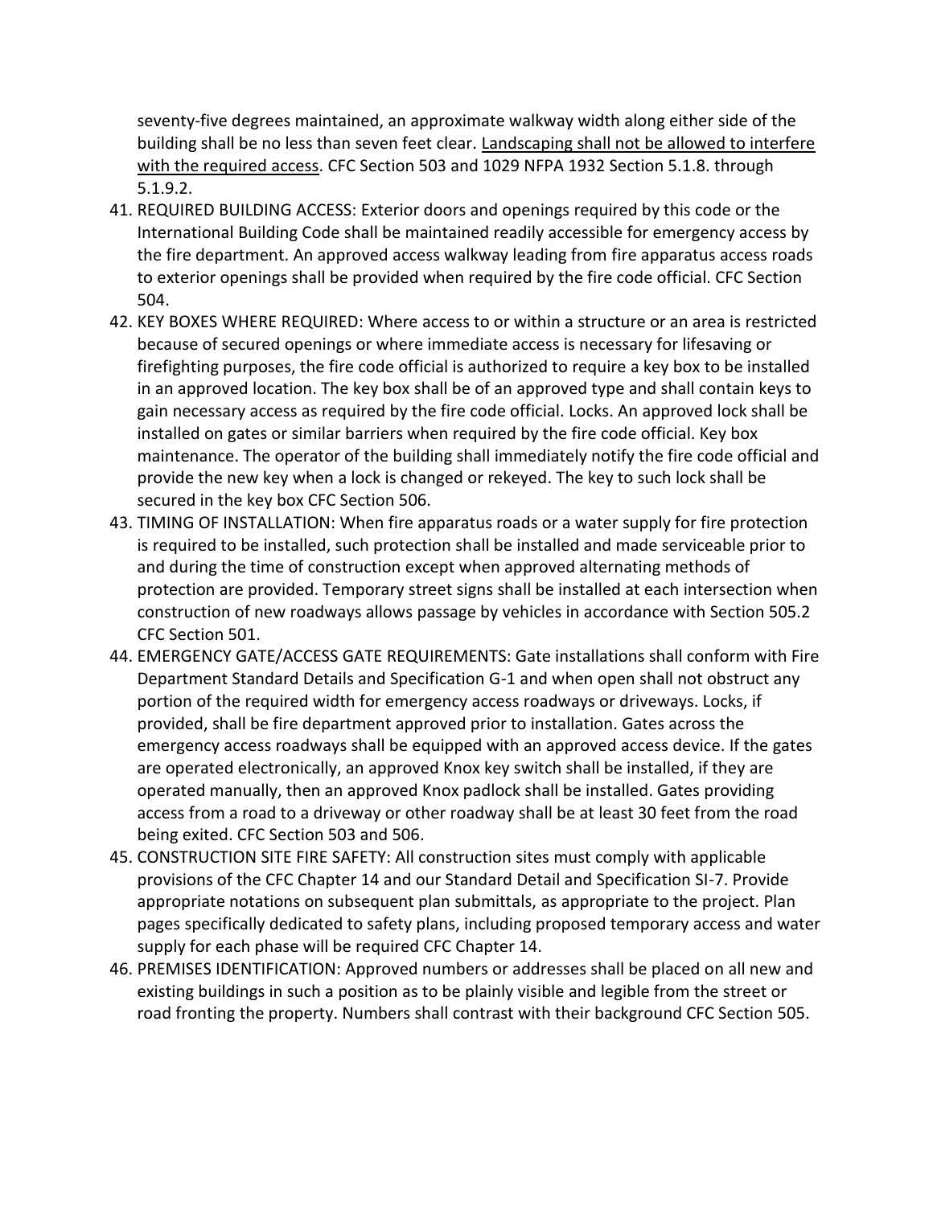seventy-five degrees maintained, an approximate walkway width along either side of the building shall be no less than seven feet clear. Landscaping shall not be allowed to interfere with the required access. CFC Section 503 and 1029 NFPA 1932 Section 5.1.8. through 5.1.9.2.

41. REQUIRED BUILDING ACCESS: Exterior doors and openings required by this code or the International Building Code shall be maintained readily accessible for emergency access by the fire department. An approved access walkway leading from fire apparatus access roads to exterior openings shall be provided when required by the fire code official. CFC Section 504.
42. KEY BOXES WHERE REQUIRED: Where access to or within a structure or an area is restricted because of secured openings or where immediate access is necessary for lifesaving or firefighting purposes, the fire code official is authorized to require a key box to be installed in an approved location. The key box shall be of an approved type and shall contain keys to gain necessary access as required by the fire code official. Locks. An approved lock shall be installed on gates or similar barriers when required by the fire code official. Key box maintenance. The operator of the building shall immediately notify the fire code official and provide the new key when a lock is changed or rekeyed. The key to such lock shall be secured in the key box CFC Section 506.
43. TIMING OF INSTALLATION: When fire apparatus roads or a water supply for fire protection is required to be installed, such protection shall be installed and made serviceable prior to and during the time of construction except when approved alternating methods of protection are provided. Temporary street signs shall be installed at each intersection when construction of new roadways allows passage by vehicles in accordance with Section 505.2 CFC Section 501.
44. EMERGENCY GATE/ACCESS GATE REQUIREMENTS: Gate installations shall conform with Fire Department Standard Details and Specification G-1 and when open shall not obstruct any portion of the required width for emergency access roadways or driveways. Locks, if provided, shall be fire department approved prior to installation. Gates across the emergency access roadways shall be equipped with an approved access device. If the gates are operated electronically, an approved Knox key switch shall be installed, if they are operated manually, then an approved Knox padlock shall be installed. Gates providing access from a road to a driveway or other roadway shall be at least 30 feet from the road being exited. CFC Section 503 and 506.
45. CONSTRUCTION SITE FIRE SAFETY: All construction sites must comply with applicable provisions of the CFC Chapter 14 and our Standard Detail and Specification SI-7. Provide appropriate notations on subsequent plan submittals, as appropriate to the project. Plan pages specifically dedicated to safety plans, including proposed temporary access and water supply for each phase will be required CFC Chapter 14.
46. PREMISES IDENTIFICATION: Approved numbers or addresses shall be placed on all new and existing buildings in such a position as to be plainly visible and legible from the street or road fronting the property. Numbers shall contrast with their background CFC Section 505.